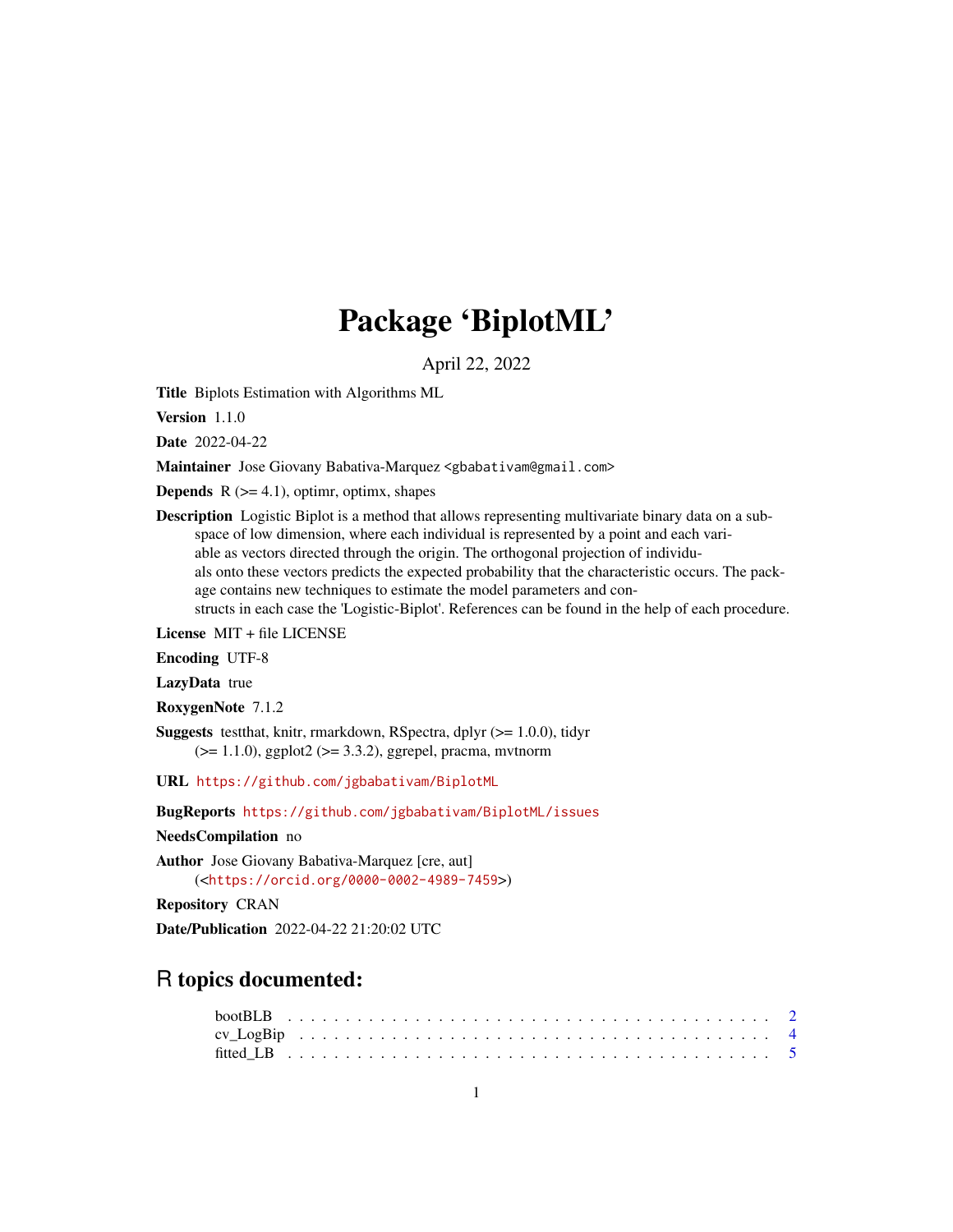# Package 'BiplotML'

April 22, 2022

**Title** Biplots Estimation with Algorithms ML

**Version** 1.1.0

**Date** 2022-04-22

**Maintainer** Jose Giovany Babativa-Marquez <gbabativam@gmail.com>

**Depends** R (>= 4.1), optimr, optimx, shapes

**Description** Logistic Biplot is a method that allows representing multivariate binary data on a subspace of low dimension, where each individual is represented by a point and each variable as vectors directed through the origin. The orthogonal projection of individuals onto these vectors predicts the expected probability that the characteristic occurs. The package contains new techniques to estimate the model parameters and constructs in each case the 'Logistic-Biplot'. References can be found in the help of each procedure.

**License** MIT + file LICENSE

**Encoding** UTF-8

**LazyData** true

**RoxygenNote** 7.1.2

**Suggests** testthat, knitr, rmarkdown, RSpectra, dplyr (>= 1.0.0), tidyr (>= 1.1.0), ggplot2 (>= 3.3.2), ggrepel, pracma, mvtnorm

**URL** https://github.com/jgbabativam/BiplotML

**BugReports** https://github.com/jgbabativam/BiplotML/issues

**NeedsCompilation** no

**Author** Jose Giovany Babativa-Marquez [cre, aut] (<https://orcid.org/0000-0002-4989-7459>)

**Repository** CRAN

**Date/Publication** 2022-04-22 21:20:02 UTC

## R topics documented:

bootBLB . . . . . . . . . . . . . . . . . . . . . . . . . . . . . . . . . . . . . . . . 2
cv_LogBip . . . . . . . . . . . . . . . . . . . . . . . . . . . . . . . . . . . . . . . 4
fitted_LB . . . . . . . . . . . . . . . . . . . . . . . . . . . . . . . . . . . . . . . . 5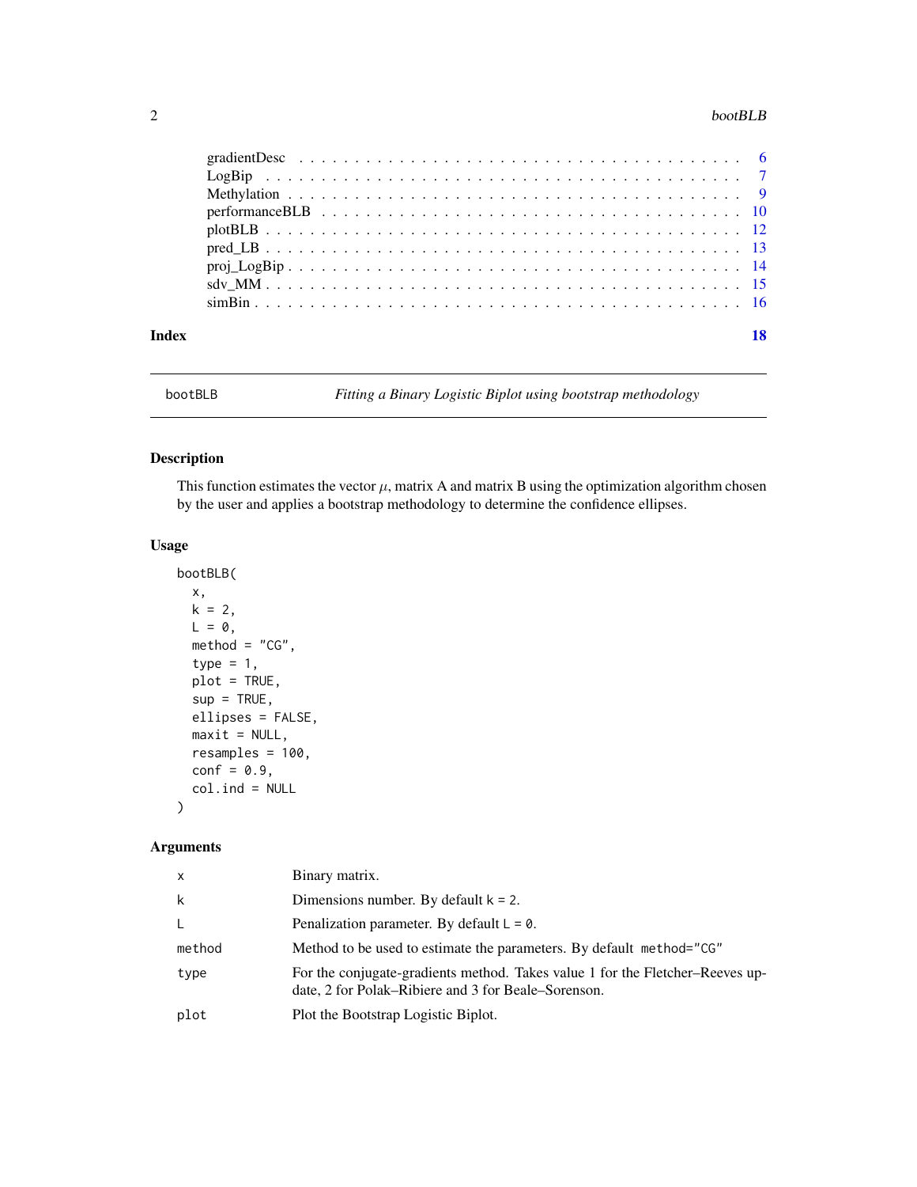gradientDesc . . . . . . . . . . . . . . . . . . . . . . . . . . . . . . . . . . . 6
LogBip . . . . . . . . . . . . . . . . . . . . . . . . . . . . . . . . . . . . . . 7
Methylation . . . . . . . . . . . . . . . . . . . . . . . . . . . . . . . . . . . 9
performanceBLB . . . . . . . . . . . . . . . . . . . . . . . . . . . . . . . . . 10
plotBLB . . . . . . . . . . . . . . . . . . . . . . . . . . . . . . . . . . . . . 12
pred_LB . . . . . . . . . . . . . . . . . . . . . . . . . . . . . . . . . . . . . 13
proj_LogBip . . . . . . . . . . . . . . . . . . . . . . . . . . . . . . . . . . . 14
sdv_MM . . . . . . . . . . . . . . . . . . . . . . . . . . . . . . . . . . . . . 15
simBin . . . . . . . . . . . . . . . . . . . . . . . . . . . . . . . . . . . . . . 16

**Index** 18

---

## bootBLB — *Fitting a Binary Logistic Biplot using bootstrap methodology*

### Description

This function estimates the vector $\mu$, matrix A and matrix B using the optimization algorithm chosen by the user and applies a bootstrap methodology to determine the confidence ellipses.

### Usage

```
bootBLB(
  x,
  k = 2,
  L = 0,
  method = "CG",
  type = 1,
  plot = TRUE,
  sup = TRUE,
  ellipses = FALSE,
  maxit = NULL,
  resamples = 100,
  conf = 0.9,
  col.ind = NULL
)
```

### Arguments

| | |
|---|---|
| `x` | Binary matrix. |
| `k` | Dimensions number. By default `k = 2`. |
| `L` | Penalization parameter. By default `L = 0`. |
| `method` | Method to be used to estimate the parameters. By default `method="CG"` |
| `type` | For the conjugate-gradients method. Takes value 1 for the Fletcher–Reeves update, 2 for Polak–Ribiere and 3 for Beale–Sorenson. |
| `plot` | Plot the Bootstrap Logistic Biplot. |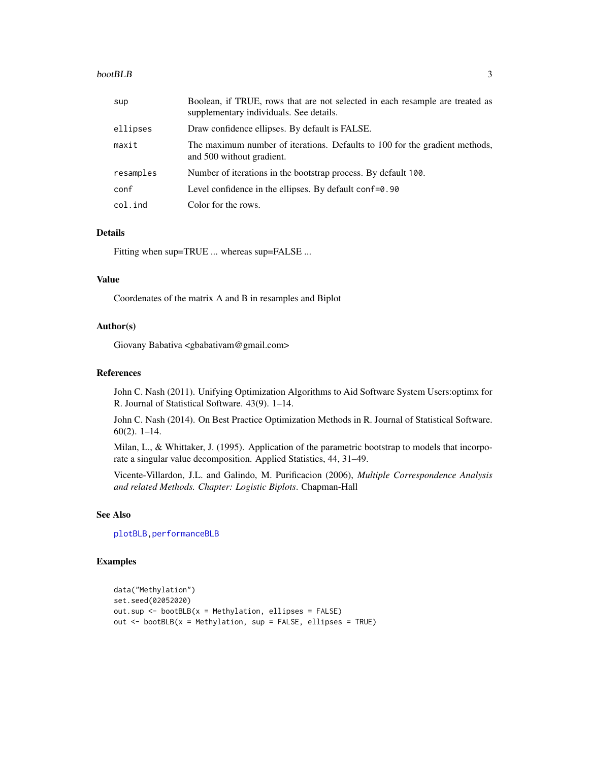| | |
|---|---|
| sup | Boolean, if TRUE, rows that are not selected in each resample are treated as supplementary individuals. See details. |
| ellipses | Draw confidence ellipses. By default is FALSE. |
| maxit | The maximum number of iterations. Defaults to 100 for the gradient methods, and 500 without gradient. |
| resamples | Number of iterations in the bootstrap process. By default `100`. |
| conf | Level confidence in the ellipses. By default `conf=0.90` |
| col.ind | Color for the rows. |

## Details

Fitting when sup=TRUE ... whereas sup=FALSE ...

## Value

Coordenates of the matrix A and B in resamples and Biplot

## Author(s)

Giovany Babativa <gbabativam@gmail.com>

## References

John C. Nash (2011). Unifying Optimization Algorithms to Aid Software System Users:optimx for R. Journal of Statistical Software. 43(9). 1–14.

John C. Nash (2014). On Best Practice Optimization Methods in R. Journal of Statistical Software. 60(2). 1–14.

Milan, L., & Whittaker, J. (1995). Application of the parametric bootstrap to models that incorporate a singular value decomposition. Applied Statistics, 44, 31–49.

Vicente-Villardon, J.L. and Galindo, M. Purificacion (2006), *Multiple Correspondence Analysis and related Methods. Chapter: Logistic Biplots*. Chapman-Hall

## See Also

plotBLB, performanceBLB

## Examples

```
data("Methylation")
set.seed(02052020)
out.sup <- bootBLB(x = Methylation, ellipses = FALSE)
out <- bootBLB(x = Methylation, sup = FALSE, ellipses = TRUE)
```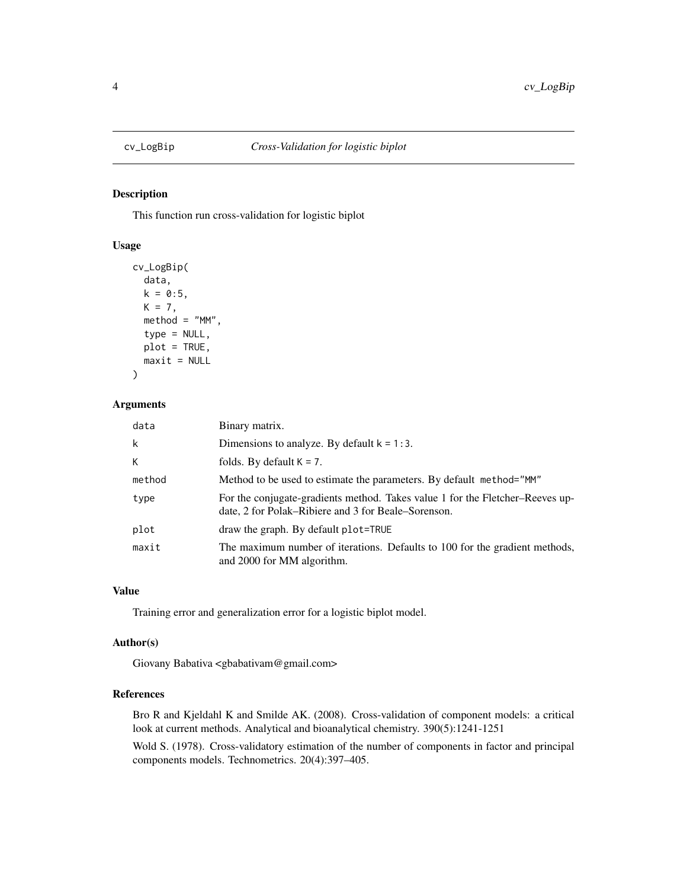## cv_LogBip *Cross-Validation for logistic biplot*

### Description

This function run cross-validation for logistic biplot

### Usage

```
cv_LogBip(
  data,
  k = 0:5,
  K = 7,
  method = "MM",
  type = NULL,
  plot = TRUE,
  maxit = NULL
)
```

### Arguments

| | |
|---|---|
| data | Binary matrix. |
| k | Dimensions to analyze. By default k = 1:3. |
| K | folds. By default K = 7. |
| method | Method to be used to estimate the parameters. By default method="MM" |
| type | For the conjugate-gradients method. Takes value 1 for the Fletcher–Reeves update, 2 for Polak–Ribiere and 3 for Beale–Sorenson. |
| plot | draw the graph. By default plot=TRUE |
| maxit | The maximum number of iterations. Defaults to 100 for the gradient methods, and 2000 for MM algorithm. |

### Value

Training error and generalization error for a logistic biplot model.

### Author(s)

Giovany Babativa <gbabativam@gmail.com>

### References

Bro R and Kjeldahl K and Smilde AK. (2008). Cross-validation of component models: a critical look at current methods. Analytical and bioanalytical chemistry. 390(5):1241-1251

Wold S. (1978). Cross-validatory estimation of the number of components in factor and principal components models. Technometrics. 20(4):397–405.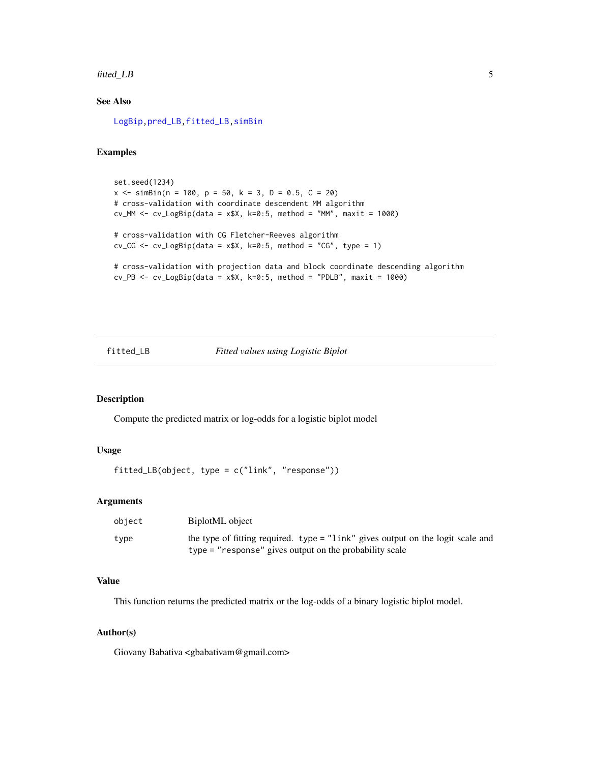### See Also

LogBip, pred_LB, fitted_LB, simBin

### Examples

```
set.seed(1234)
x <- simBin(n = 100, p = 50, k = 3, D = 0.5, C = 20)
# cross-validation with coordinate descendent MM algorithm
cv_MM <- cv_LogBip(data = x$X, k=0:5, method = "MM", maxit = 1000)

# cross-validation with CG Fletcher-Reeves algorithm
cv_CG <- cv_LogBip(data = x$X, k=0:5, method = "CG", type = 1)

# cross-validation with projection data and block coordinate descending algorithm
cv_PB <- cv_LogBip(data = x$X, k=0:5, method = "PDLB", maxit = 1000)
```

## fitted_LB — *Fitted values using Logistic Biplot*

### Description

Compute the predicted matrix or log-odds for a logistic biplot model

### Usage

```
fitted_LB(object, type = c("link", "response"))
```

### Arguments

| | |
|---|---|
| object | BiplotML object |
| type | the type of fitting required. type = "link" gives output on the logit scale and type = "response" gives output on the probability scale |

### Value

This function returns the predicted matrix or the log-odds of a binary logistic biplot model.

### Author(s)

Giovany Babativa <gbabativam@gmail.com>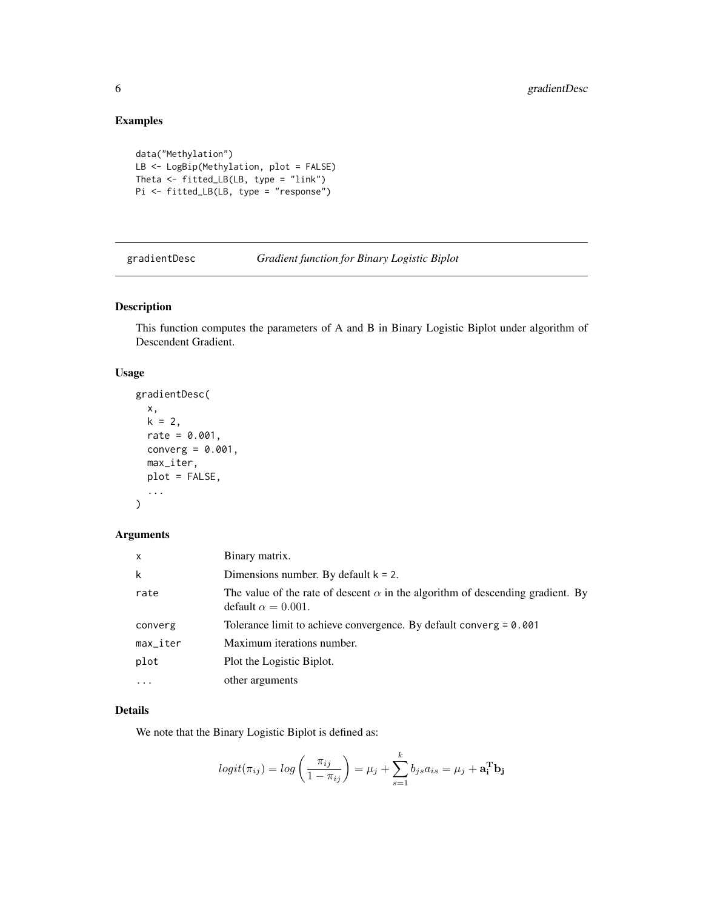## Examples

```
data("Methylation")
LB <- LogBip(Methylation, plot = FALSE)
Theta <- fitted_LB(LB, type = "link")
Pi <- fitted_LB(LB, type = "response")
```

# gradientDesc *Gradient function for Binary Logistic Biplot*

## Description

This function computes the parameters of A and B in Binary Logistic Biplot under algorithm of Descendent Gradient.

## Usage

```
gradientDesc(
  x,
  k = 2,
  rate = 0.001,
  converg = 0.001,
  max_iter,
  plot = FALSE,
  ...
)
```

## Arguments

| | |
|---|---|
| x | Binary matrix. |
| k | Dimensions number. By default k = 2. |
| rate | The value of the rate of descent $\alpha$ in the algorithm of descending gradient. By default $\alpha = 0.001$. |
| converg | Tolerance limit to achieve convergence. By default converg = 0.001 |
| max_iter | Maximum iterations number. |
| plot | Plot the Logistic Biplot. |
| ... | other arguments |

## Details

We note that the Binary Logistic Biplot is defined as:

$$logit(\pi_{ij}) = log\left(\frac{\pi_{ij}}{1-\pi_{ij}}\right) = \mu_j + \sum_{s=1}^{k} b_{js}a_{is} = \mu_j + \mathbf{a_i^T b_j}$$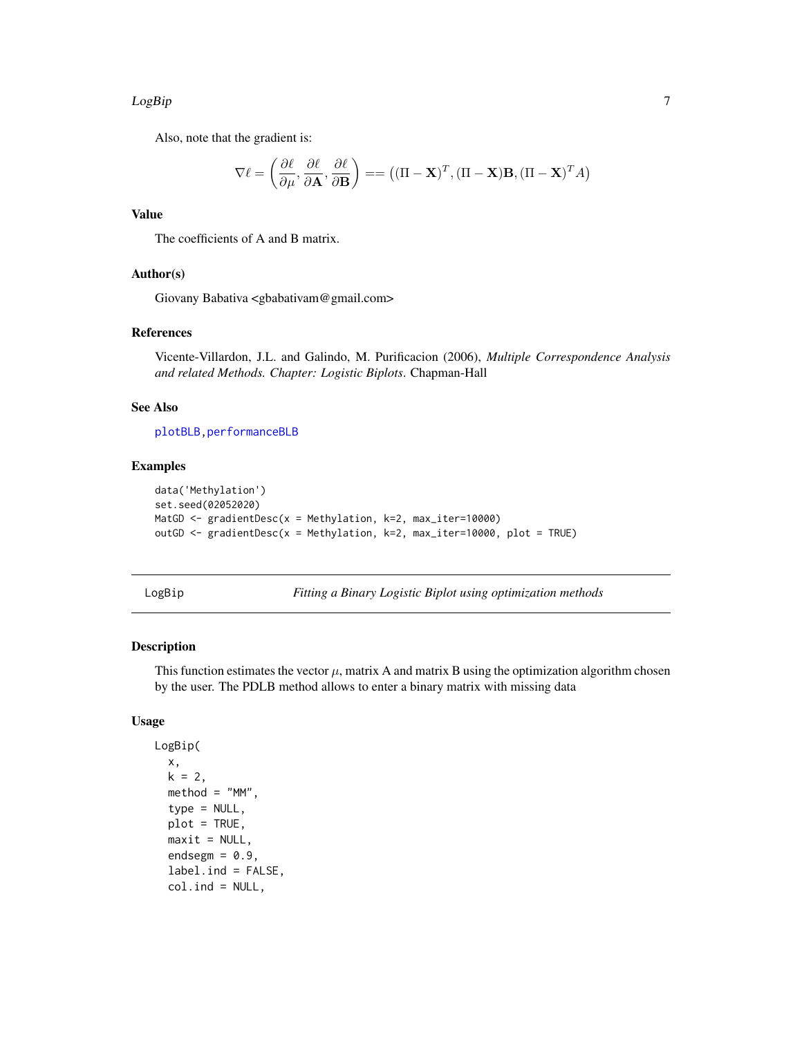Also, note that the gradient is:

$$\nabla \ell = \left( \frac{\partial \ell}{\partial \mu}, \frac{\partial \ell}{\partial \mathbf{A}}, \frac{\partial \ell}{\partial \mathbf{B}} \right) == \left( (\Pi - \mathbf{X})^T, (\Pi - \mathbf{X})\mathbf{B}, (\Pi - \mathbf{X})^T A \right)$$

### Value

The coefficients of A and B matrix.

### Author(s)

Giovany Babativa <gbabativam@gmail.com>

### References

Vicente-Villardon, J.L. and Galindo, M. Purificacion (2006), *Multiple Correspondence Analysis and related Methods. Chapter: Logistic Biplots*. Chapman-Hall

### See Also

plotBLB, performanceBLB

### Examples

```
data('Methylation')
set.seed(02052020)
MatGD <- gradientDesc(x = Methylation, k=2, max_iter=10000)
outGD <- gradientDesc(x = Methylation, k=2, max_iter=10000, plot = TRUE)
```

---

## LogBip — *Fitting a Binary Logistic Biplot using optimization methods*

### Description

This function estimates the vector $\mu$, matrix A and matrix B using the optimization algorithm chosen by the user. The PDLB method allows to enter a binary matrix with missing data

### Usage

```
LogBip(
  x,
  k = 2,
  method = "MM",
  type = NULL,
  plot = TRUE,
  maxit = NULL,
  endsegm = 0.9,
  label.ind = FALSE,
  col.ind = NULL,
```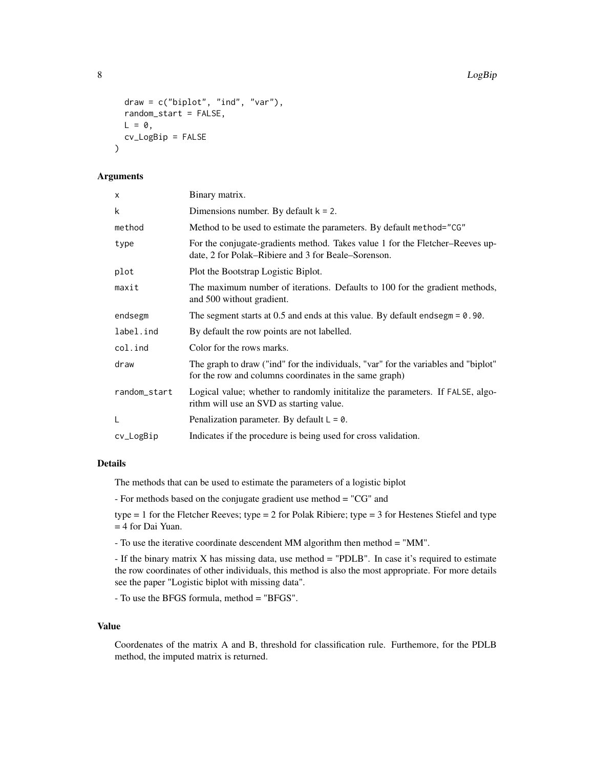```
  draw = c("biplot", "ind", "var"),
  random_start = FALSE,
  L = 0,
  cv_LogBip = FALSE
)
```

## Arguments

| | |
|---|---|
| x | Binary matrix. |
| k | Dimensions number. By default k = 2. |
| method | Method to be used to estimate the parameters. By default method="CG" |
| type | For the conjugate-gradients method. Takes value 1 for the Fletcher–Reeves update, 2 for Polak–Ribiere and 3 for Beale–Sorenson. |
| plot | Plot the Bootstrap Logistic Biplot. |
| maxit | The maximum number of iterations. Defaults to 100 for the gradient methods, and 500 without gradient. |
| endsegm | The segment starts at 0.5 and ends at this value. By default endsegm = 0.90. |
| label.ind | By default the row points are not labelled. |
| col.ind | Color for the rows marks. |
| draw | The graph to draw ("ind" for the individuals, "var" for the variables and "biplot" for the row and columns coordinates in the same graph) |
| random_start | Logical value; whether to randomly inititalize the parameters. If FALSE, algorithm will use an SVD as starting value. |
| L | Penalization parameter. By default L = 0. |
| cv_LogBip | Indicates if the procedure is being used for cross validation. |

## Details

The methods that can be used to estimate the parameters of a logistic biplot

- For methods based on the conjugate gradient use method = "CG" and

type = 1 for the Fletcher Reeves; type = 2 for Polak Ribiere; type = 3 for Hestenes Stiefel and type = 4 for Dai Yuan.

- To use the iterative coordinate descendent MM algorithm then method = "MM".

- If the binary matrix X has missing data, use method = "PDLB". In case it's required to estimate the row coordinates of other individuals, this method is also the most appropriate. For more details see the paper "Logistic biplot with missing data".

- To use the BFGS formula, method = "BFGS".

## Value

Coordenates of the matrix A and B, threshold for classification rule. Furthemore, for the PDLB method, the imputed matrix is returned.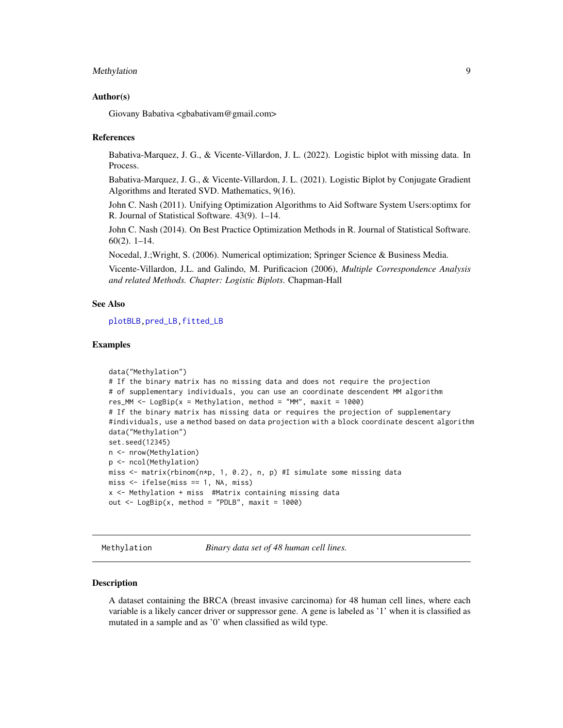### Author(s)

Giovany Babativa <gbabativam@gmail.com>

### References

Babativa-Marquez, J. G., & Vicente-Villardon, J. L. (2022). Logistic biplot with missing data. In Process.

Babativa-Marquez, J. G., & Vicente-Villardon, J. L. (2021). Logistic Biplot by Conjugate Gradient Algorithms and Iterated SVD. Mathematics, 9(16).

John C. Nash (2011). Unifying Optimization Algorithms to Aid Software System Users:optimx for R. Journal of Statistical Software. 43(9). 1–14.

John C. Nash (2014). On Best Practice Optimization Methods in R. Journal of Statistical Software. 60(2). 1–14.

Nocedal, J.;Wright, S. (2006). Numerical optimization; Springer Science & Business Media.

Vicente-Villardon, J.L. and Galindo, M. Purificacion (2006), *Multiple Correspondence Analysis and related Methods. Chapter: Logistic Biplots*. Chapman-Hall

### See Also

plotBLB, pred_LB, fitted_LB

### Examples

```
data("Methylation")
# If the binary matrix has no missing data and does not require the projection
# of supplementary individuals, you can use an coordinate descendent MM algorithm
res_MM <- LogBip(x = Methylation, method = "MM", maxit = 1000)
# If the binary matrix has missing data or requires the projection of supplementary
#individuals, use a method based on data projection with a block coordinate descent algorithm
data("Methylation")
set.seed(12345)
n <- nrow(Methylation)
p <- ncol(Methylation)
miss <- matrix(rbinom(n*p, 1, 0.2), n, p) #I simulate some missing data
miss <- ifelse(miss == 1, NA, miss)
x <- Methylation + miss  #Matrix containing missing data
out <- LogBip(x, method = "PDLB", maxit = 1000)
```

---

## Methylation — *Binary data set of 48 human cell lines.*

### Description

A dataset containing the BRCA (breast invasive carcinoma) for 48 human cell lines, where each variable is a likely cancer driver or suppressor gene. A gene is labeled as '1' when it is classified as mutated in a sample and as '0' when classified as wild type.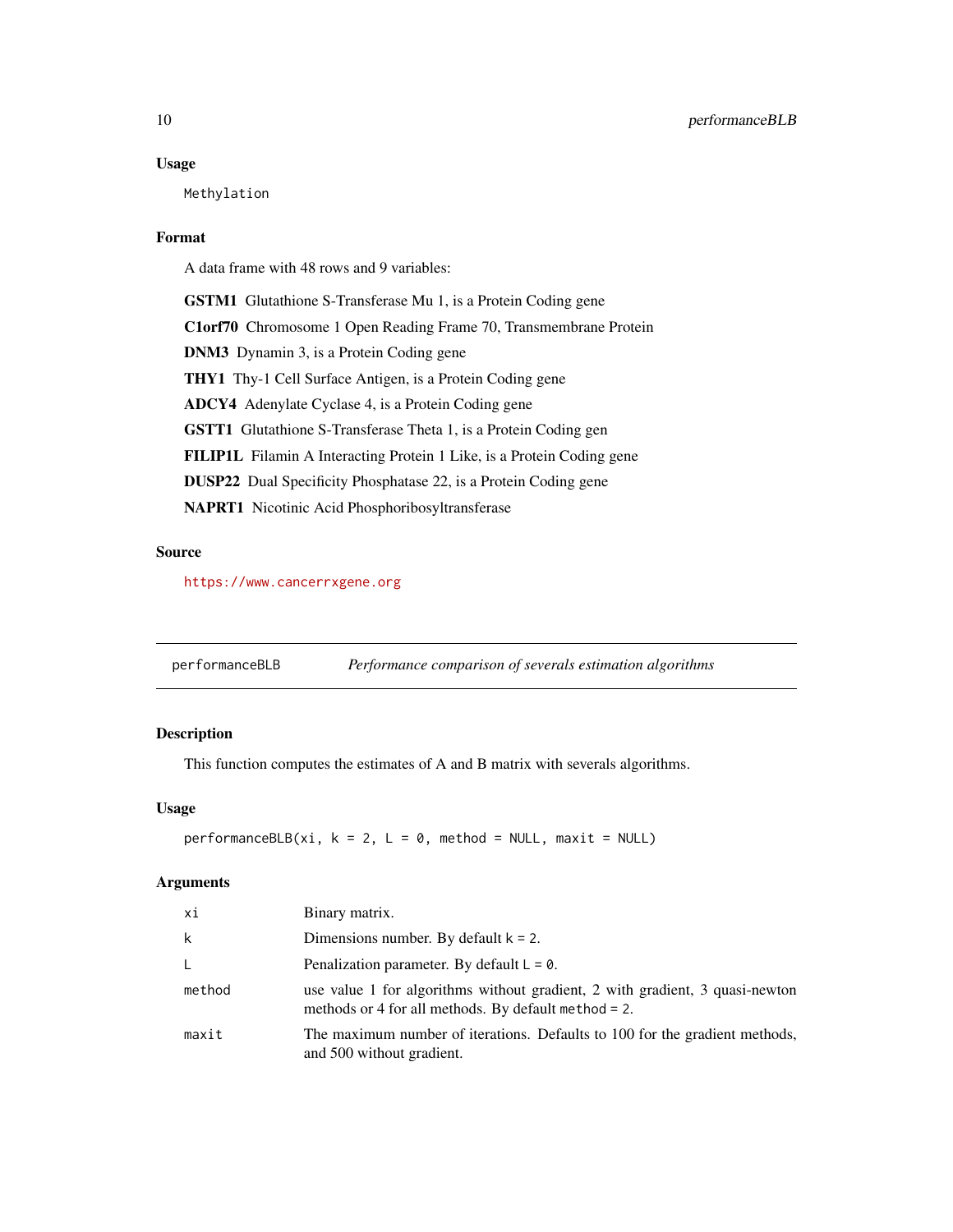### Usage

```
Methylation
```

### Format

A data frame with 48 rows and 9 variables:

**GSTM1** Glutathione S-Transferase Mu 1, is a Protein Coding gene

**C1orf70** Chromosome 1 Open Reading Frame 70, Transmembrane Protein

**DNM3** Dynamin 3, is a Protein Coding gene

**THY1** Thy-1 Cell Surface Antigen, is a Protein Coding gene

**ADCY4** Adenylate Cyclase 4, is a Protein Coding gene

**GSTT1** Glutathione S-Transferase Theta 1, is a Protein Coding gen

**FILIP1L** Filamin A Interacting Protein 1 Like, is a Protein Coding gene

**DUSP22** Dual Specificity Phosphatase 22, is a Protein Coding gene

**NAPRT1** Nicotinic Acid Phosphoribosyltransferase

### Source

https://www.cancerrxgene.org

---

## performanceBLB *Performance comparison of severals estimation algorithms*

---

### Description

This function computes the estimates of A and B matrix with severals algorithms.

### Usage

```
performanceBLB(xi, k = 2, L = 0, method = NULL, maxit = NULL)
```

### Arguments

| | |
|---|---|
| xi | Binary matrix. |
| k | Dimensions number. By default `k = 2`. |
| L | Penalization parameter. By default `L = 0`. |
| method | use value 1 for algorithms without gradient, 2 with gradient, 3 quasi-newton methods or 4 for all methods. By default `method = 2`. |
| maxit | The maximum number of iterations. Defaults to 100 for the gradient methods, and 500 without gradient. |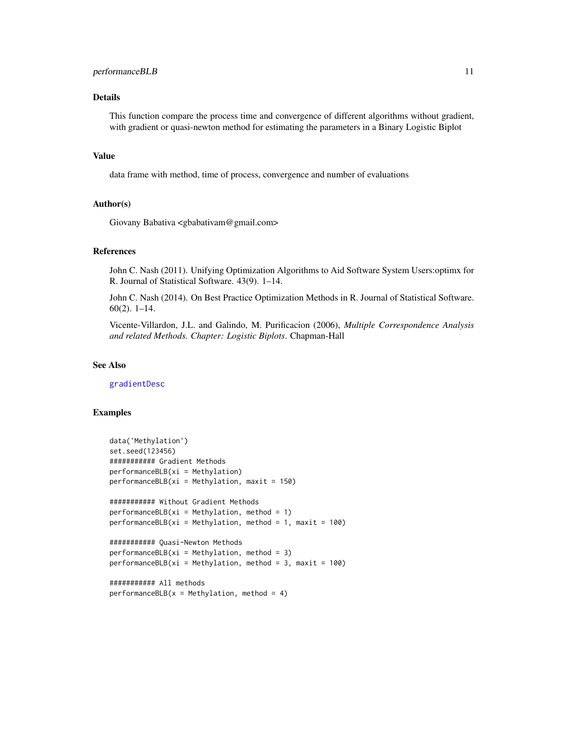## Details

This function compare the process time and convergence of different algorithms without gradient, with gradient or quasi-newton method for estimating the parameters in a Binary Logistic Biplot

## Value

data frame with method, time of process, convergence and number of evaluations

## Author(s)

Giovany Babativa <gbabativam@gmail.com>

## References

John C. Nash (2011). Unifying Optimization Algorithms to Aid Software System Users:optimx for R. Journal of Statistical Software. 43(9). 1–14.

John C. Nash (2014). On Best Practice Optimization Methods in R. Journal of Statistical Software. 60(2). 1–14.

Vicente-Villardon, J.L. and Galindo, M. Purificacion (2006), *Multiple Correspondence Analysis and related Methods. Chapter: Logistic Biplots*. Chapman-Hall

## See Also

gradientDesc

## Examples

```
data('Methylation')
set.seed(123456)
########### Gradient Methods
performanceBLB(xi = Methylation)
performanceBLB(xi = Methylation, maxit = 150)

########### Without Gradient Methods
performanceBLB(xi = Methylation, method = 1)
performanceBLB(xi = Methylation, method = 1, maxit = 100)

########### Quasi-Newton Methods
performanceBLB(xi = Methylation, method = 3)
performanceBLB(xi = Methylation, method = 3, maxit = 100)

########### All methods
performanceBLB(x = Methylation, method = 4)
```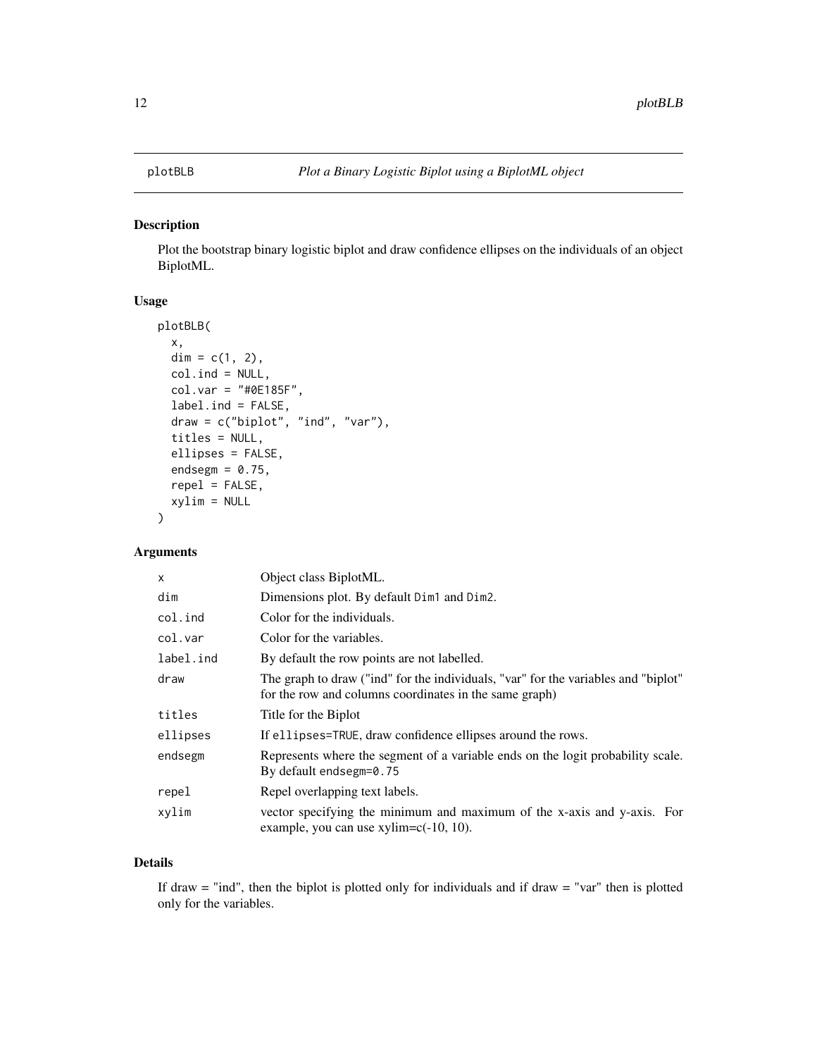# plotBLB — *Plot a Binary Logistic Biplot using a BiplotML object*

## Description

Plot the bootstrap binary logistic biplot and draw confidence ellipses on the individuals of an object BiplotML.

## Usage

```
plotBLB(
  x,
  dim = c(1, 2),
  col.ind = NULL,
  col.var = "#0E185F",
  label.ind = FALSE,
  draw = c("biplot", "ind", "var"),
  titles = NULL,
  ellipses = FALSE,
  endsegm = 0.75,
  repel = FALSE,
  xylim = NULL
)
```

## Arguments

| | |
|---|---|
| `x` | Object class BiplotML. |
| `dim` | Dimensions plot. By default `Dim1` and `Dim2`. |
| `col.ind` | Color for the individuals. |
| `col.var` | Color for the variables. |
| `label.ind` | By default the row points are not labelled. |
| `draw` | The graph to draw ("ind" for the individuals, "var" for the variables and "biplot" for the row and columns coordinates in the same graph) |
| `titles` | Title for the Biplot |
| `ellipses` | If `ellipses=TRUE`, draw confidence ellipses around the rows. |
| `endsegm` | Represents where the segment of a variable ends on the logit probability scale. By default `endsegm=0.75` |
| `repel` | Repel overlapping text labels. |
| `xylim` | vector specifying the minimum and maximum of the x-axis and y-axis. For example, you can use xylim=c(-10, 10). |

## Details

If draw = "ind", then the biplot is plotted only for individuals and if draw = "var" then is plotted only for the variables.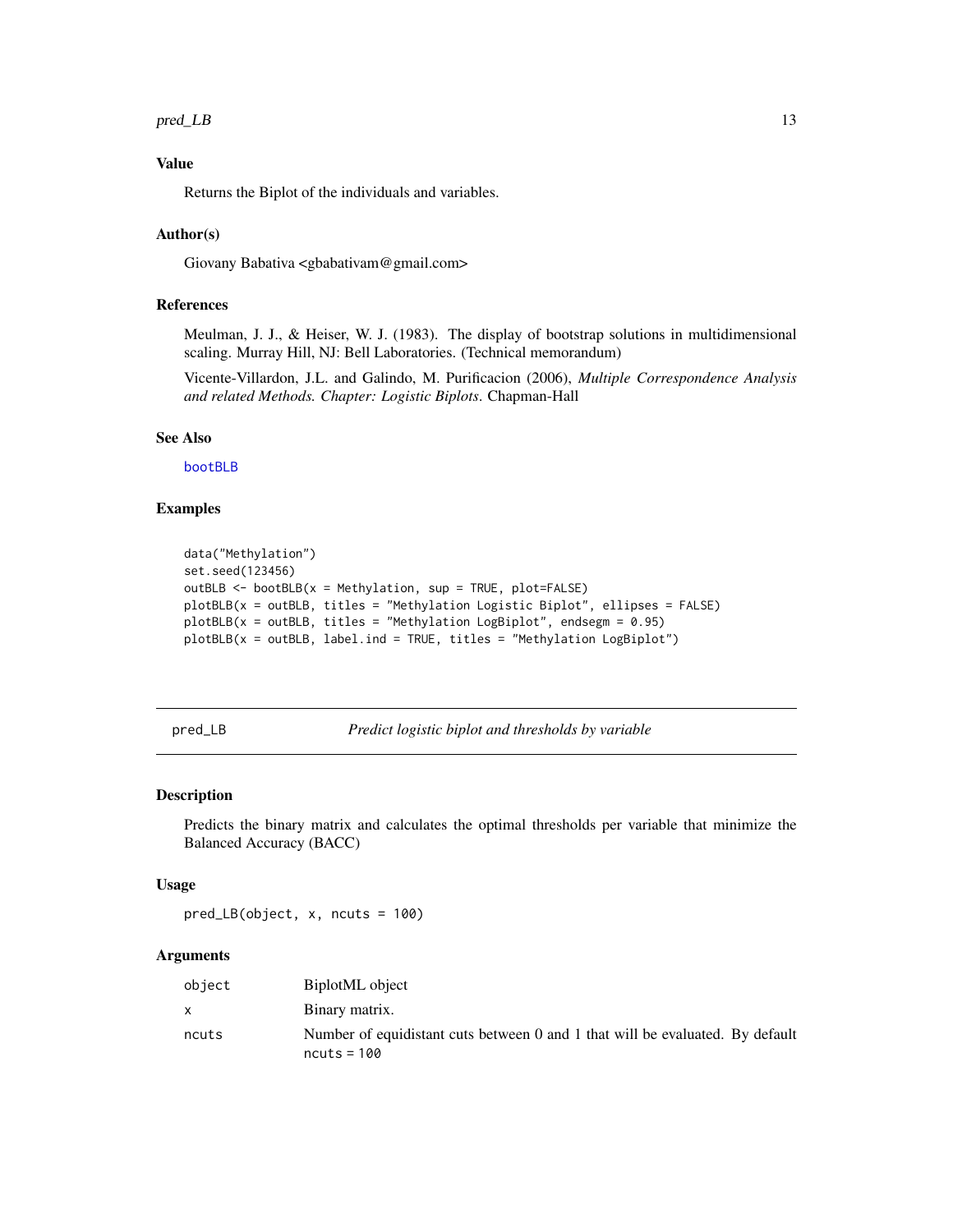### Value

Returns the Biplot of the individuals and variables.

### Author(s)

Giovany Babativa <gbabativam@gmail.com>

### References

Meulman, J. J., & Heiser, W. J. (1983). The display of bootstrap solutions in multidimensional scaling. Murray Hill, NJ: Bell Laboratories. (Technical memorandum)

Vicente-Villardon, J.L. and Galindo, M. Purificacion (2006), *Multiple Correspondence Analysis and related Methods. Chapter: Logistic Biplots*. Chapman-Hall

### See Also

bootBLB

### Examples

```
data("Methylation")
set.seed(123456)
outBLB <- bootBLB(x = Methylation, sup = TRUE, plot=FALSE)
plotBLB(x = outBLB, titles = "Methylation Logistic Biplot", ellipses = FALSE)
plotBLB(x = outBLB, titles = "Methylation LogBiplot", endsegm = 0.95)
plotBLB(x = outBLB, label.ind = TRUE, titles = "Methylation LogBiplot")
```

---

## pred_LB — *Predict logistic biplot and thresholds by variable*

### Description

Predicts the binary matrix and calculates the optimal thresholds per variable that minimize the Balanced Accuracy (BACC)

### Usage

```
pred_LB(object, x, ncuts = 100)
```

### Arguments

| | |
|---|---|
| object | BiplotML object |
| x | Binary matrix. |
| ncuts | Number of equidistant cuts between 0 and 1 that will be evaluated. By default ncuts = 100 |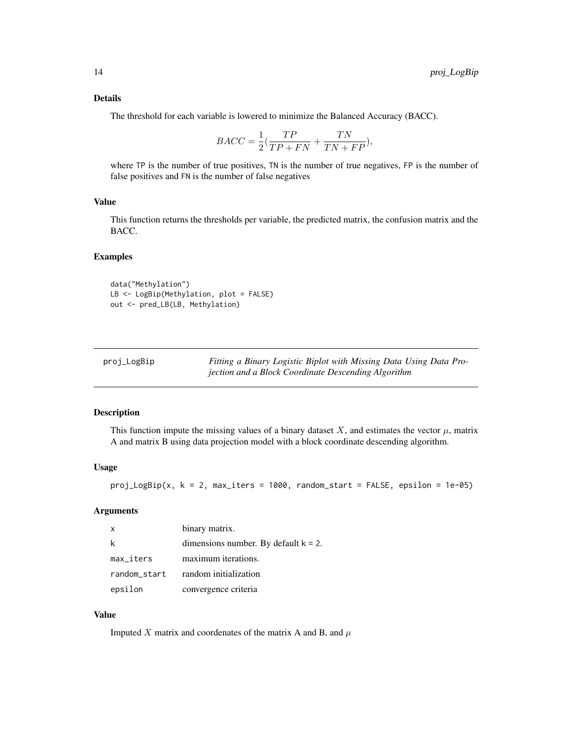### Details

The threshold for each variable is lowered to minimize the Balanced Accuracy (BACC).

$$BACC = \frac{1}{2}(\frac{TP}{TP + FN} + \frac{TN}{TN + FP}),$$

where TP is the number of true positives, TN is the number of true negatives, FP is the number of false positives and FN is the number of false negatives

### Value

This function returns the thresholds per variable, the predicted matrix, the confusion matrix and the BACC.

### Examples

```
data("Methylation")
LB <- LogBip(Methylation, plot = FALSE)
out <- pred_LB(LB, Methylation)
```

---

## proj_LogBip — *Fitting a Binary Logistic Biplot with Missing Data Using Data Projection and a Block Coordinate Descending Algorithm*

---

### Description

This function impute the missing values of a binary dataset $X$, and estimates the vector $\mu$, matrix A and matrix B using data projection model with a block coordinate descending algorithm.

### Usage

```
proj_LogBip(x, k = 2, max_iters = 1000, random_start = FALSE, epsilon = 1e-05)
```

### Arguments

| | |
|---|---|
| x | binary matrix. |
| k | dimensions number. By default k = 2. |
| max_iters | maximum iterations. |
| random_start | random initialization |
| epsilon | convergence criteria |

### Value

Imputed $X$ matrix and coordenates of the matrix A and B, and $\mu$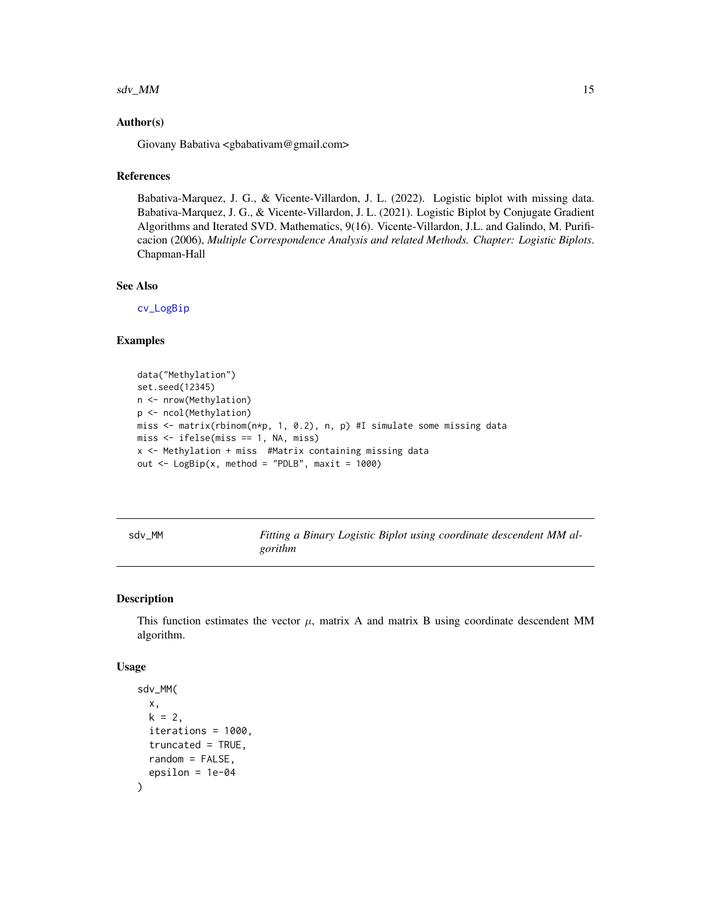### Author(s)

Giovany Babativa <gbabativam@gmail.com>

### References

Babativa-Marquez, J. G., & Vicente-Villardon, J. L. (2022). Logistic biplot with missing data. Babativa-Marquez, J. G., & Vicente-Villardon, J. L. (2021). Logistic Biplot by Conjugate Gradient Algorithms and Iterated SVD. Mathematics, 9(16). Vicente-Villardon, J.L. and Galindo, M. Purificacion (2006), *Multiple Correspondence Analysis and related Methods. Chapter: Logistic Biplots*. Chapman-Hall

### See Also

cv_LogBip

### Examples

```
data("Methylation")
set.seed(12345)
n <- nrow(Methylation)
p <- ncol(Methylation)
miss <- matrix(rbinom(n*p, 1, 0.2), n, p) #I simulate some missing data
miss <- ifelse(miss == 1, NA, miss)
x <- Methylation + miss  #Matrix containing missing data
out <- LogBip(x, method = "PDLB", maxit = 1000)
```

---

## sdv_MM — *Fitting a Binary Logistic Biplot using coordinate descendent MM algorithm*

### Description

This function estimates the vector $\mu$, matrix A and matrix B using coordinate descendent MM algorithm.

### Usage

```
sdv_MM(
  x,
  k = 2,
  iterations = 1000,
  truncated = TRUE,
  random = FALSE,
  epsilon = 1e-04
)
```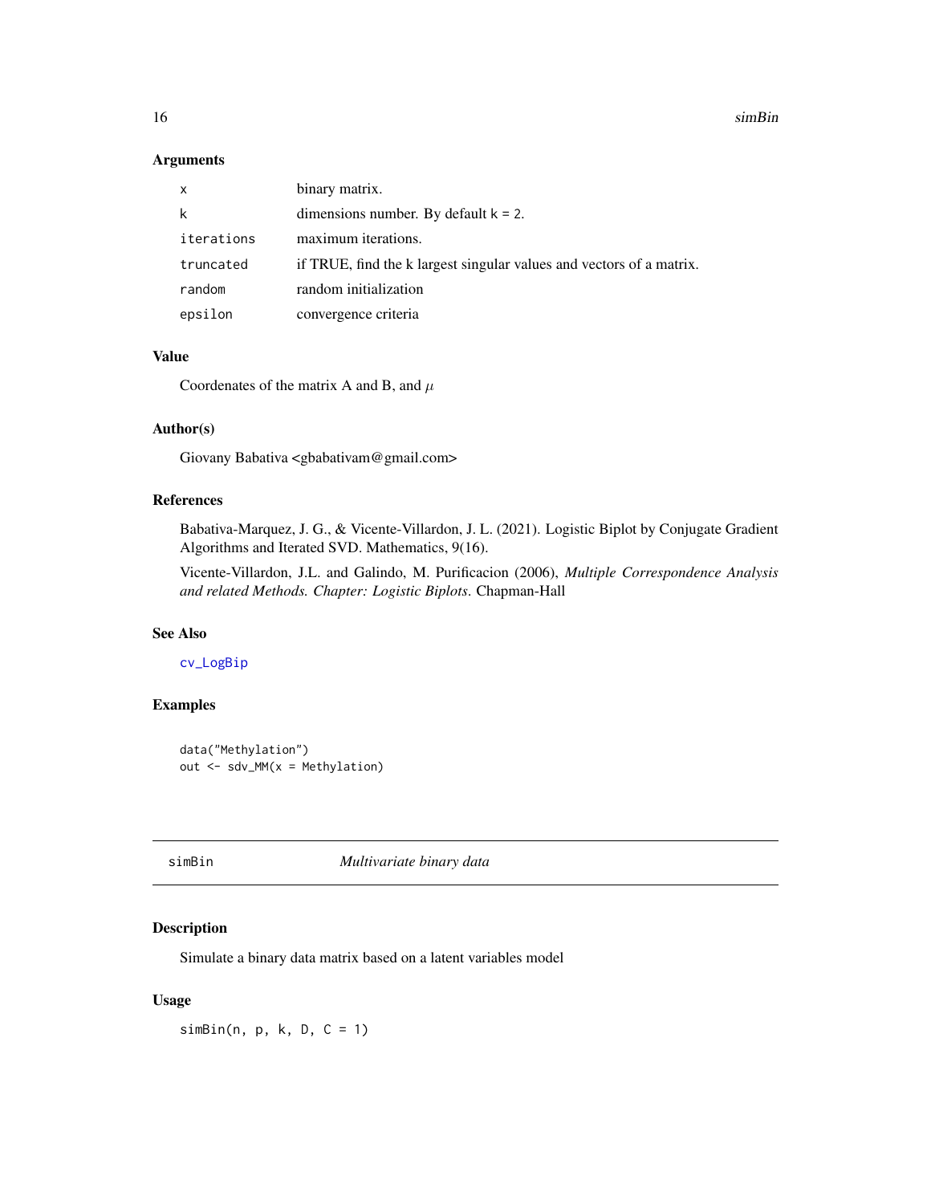## Arguments

| | |
|---|---|
| x | binary matrix. |
| k | dimensions number. By default k = 2. |
| iterations | maximum iterations. |
| truncated | if TRUE, find the k largest singular values and vectors of a matrix. |
| random | random initialization |
| epsilon | convergence criteria |

## Value

Coordenates of the matrix A and B, and $\mu$

## Author(s)

Giovany Babativa <gbabativam@gmail.com>

## References

Babativa-Marquez, J. G., & Vicente-Villardon, J. L. (2021). Logistic Biplot by Conjugate Gradient Algorithms and Iterated SVD. Mathematics, 9(16).

Vicente-Villardon, J.L. and Galindo, M. Purificacion (2006), *Multiple Correspondence Analysis and related Methods. Chapter: Logistic Biplots*. Chapman-Hall

## See Also

cv_LogBip

## Examples

```
data("Methylation")
out <- sdv_MM(x = Methylation)
```

# simBin — *Multivariate binary data*

## Description

Simulate a binary data matrix based on a latent variables model

## Usage

```
simBin(n, p, k, D, C = 1)
```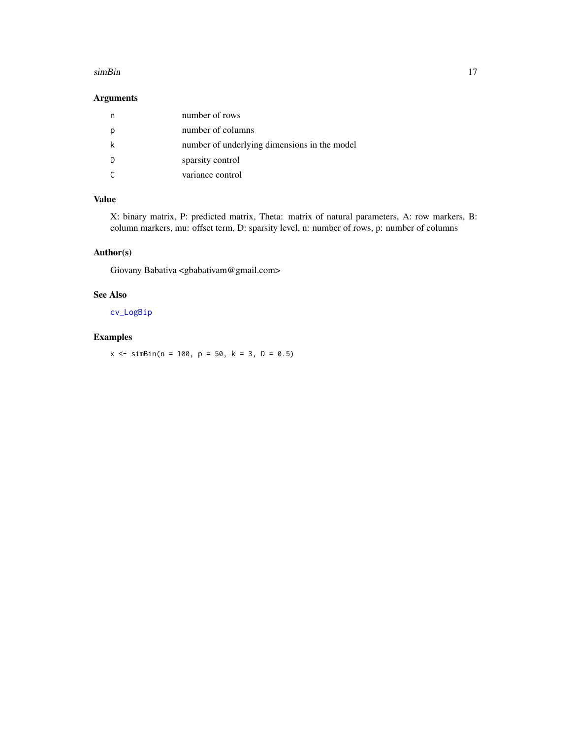### Arguments

| | |
|---|---|
| n | number of rows |
| p | number of columns |
| k | number of underlying dimensions in the model |
| D | sparsity control |
| C | variance control |

### Value

X: binary matrix, P: predicted matrix, Theta: matrix of natural parameters, A: row markers, B: column markers, mu: offset term, D: sparsity level, n: number of rows, p: number of columns

### Author(s)

Giovany Babativa <gbabativam@gmail.com>

### See Also

cv_LogBip

### Examples

```
x <- simBin(n = 100, p = 50, k = 3, D = 0.5)
```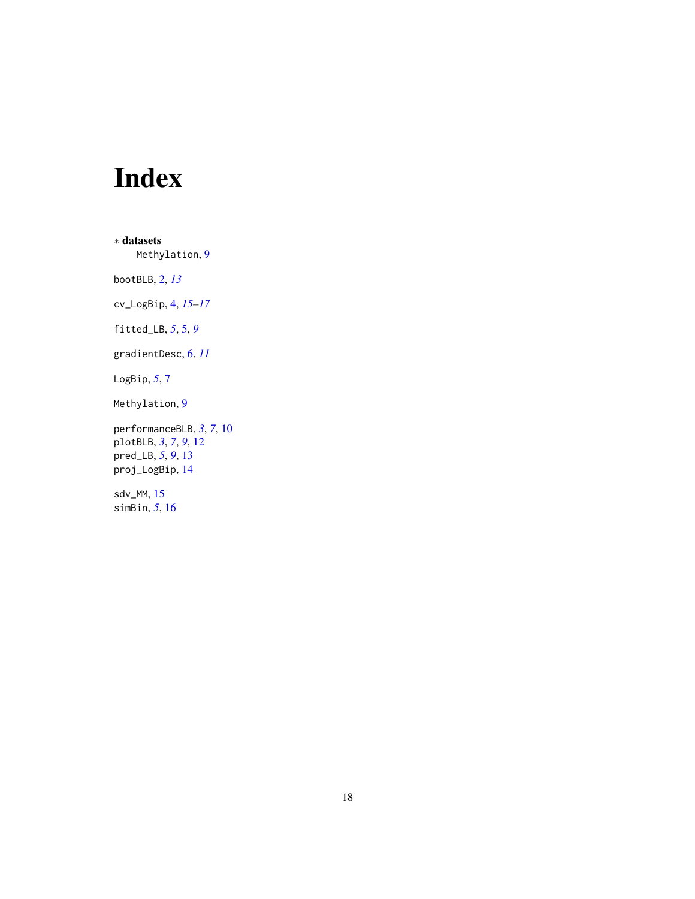# Index

∗ **datasets**

    Methylation, 9

bootBLB, 2, *13*

cv_LogBip, 4, *15–17*

fitted_LB, *5*, 5, *9*

gradientDesc, 6, *11*

LogBip, *5*, 7

Methylation, 9

performanceBLB, *3*, *7*, 10
plotBLB, *3*, *7*, *9*, 12
pred_LB, *5*, *9*, 13
proj_LogBip, 14

sdv_MM, 15
simBin, *5*, 16